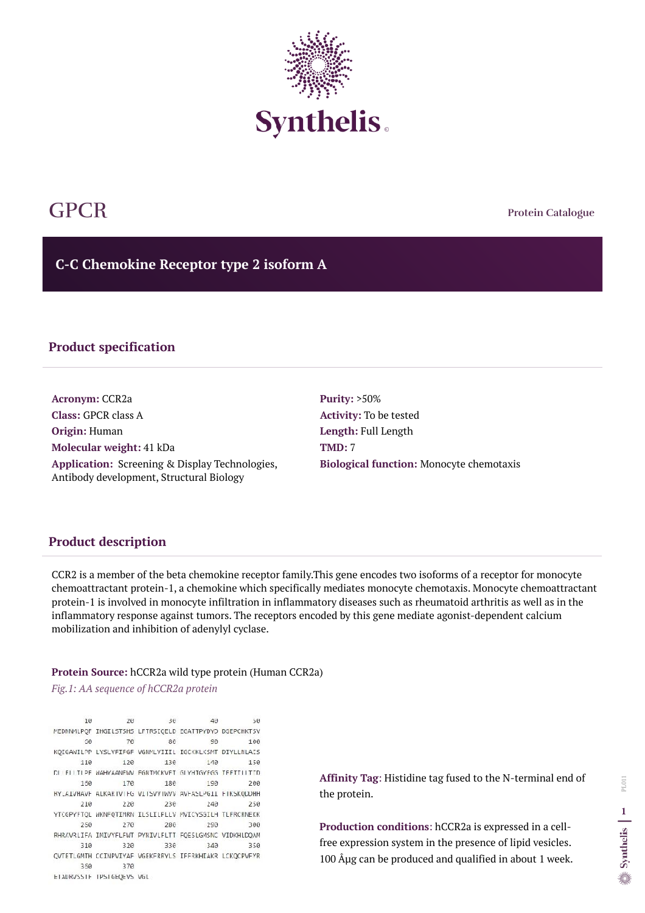# GPCR

Protein Catalogue

## C-C Chemokine Receptor type 2 isoform A

### Product specification

**Acronym:** CCR2a
**Class:** GPCR class A
**Origin:** Human
**Molecular weight:** 41 kDa
**Application:** Screening & Display Technologies, Antibody development, Structural Biology

**Purity:** >50%
**Activity:** To be tested
**Length:** Full Length
**TMD:** 7
**Biological function:** Monocyte chemotaxis

### Product description

CCR2 is a member of the beta chemokine receptor family.This gene encodes two isoforms of a receptor for monocyte chemoattractant protein-1, a chemokine which specifically mediates monocyte chemotaxis. Monocyte chemoattractant protein-1 is involved in monocyte infiltration in inflammatory diseases such as rheumatoid arthritis as well as in the inflammatory response against tumors. The receptors encoded by this gene mediate agonist-dependent calcium mobilization and inhibition of adenylyl cyclase.

**Protein Source:** hCCR2a wild type protein (Human CCR2a)

*Fig.1: AA sequence of hCCR2a protein*

```
        10         20         30         40         50
MEDNNMLPQF IHGILSTSHS LFTRSIQELD EGATTPYDYD DGEPCHKTSV
        60         70         80         90        100
KQIGAWILPP LYSLVFIFGF VGNMLVIIIL IGCKKLKSMT DIYLLNLAIS
       110        120        130        140        150
DLLFLITLPF WAHYAANEWV FGNTMCKVFT GLYHIGYFGG IFFIILLTID
       160        170        180        190        200
RYLAIVHAVF ALKARTVTFG VVTSVVTWVV AVFASLPGII FTKSQKEDHH
       210        220        230        240        250
YTCGPYFTQL WKNFQTIMRN ILSLILPLLV MVICYSGILH TLFRCRNEKK
       260        270        280        290        300
RHRAVRLIFA IMIVYFLFWT PYNIVLFLTT FQESLGMSNC VIDKHLDQAM
       310        320        330        340        350
QVTETLGMTH CCINPVIYAF VGEKFRRYLS IFFRKHIAKR LCKQCPVFYR
       360        370
ETADRVSSTF TPSTGEQEVS VGL
```

**Affinity Tag**: Histidine tag fused to the N-terminal end of the protein.

**Production conditions**: hCCR2a is expressed in a cell-free expression system in the presence of lipid vesicles. 100 Âµg can be produced and qualified in about 1 week.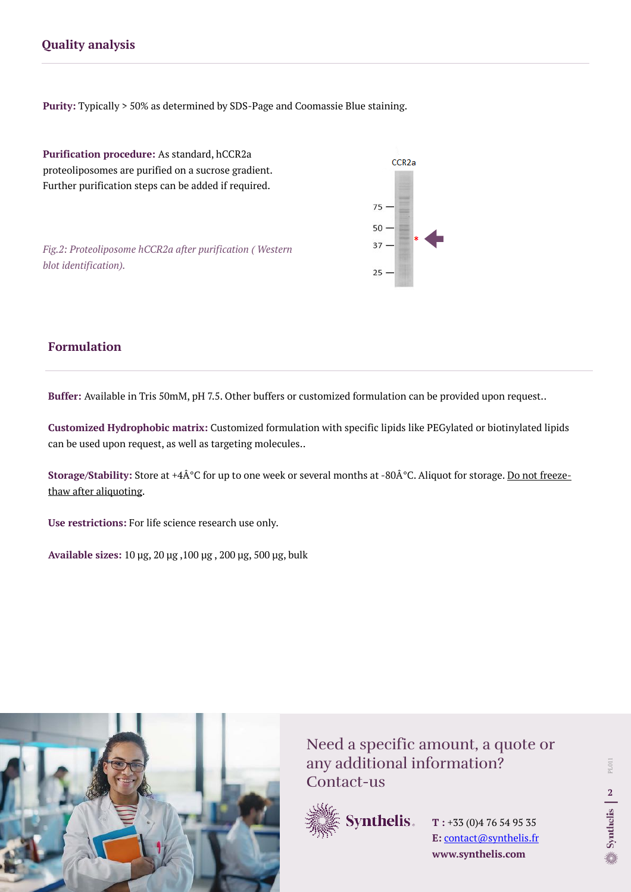## Quality analysis

**Purity:** Typically > 50% as determined by SDS-Page and Coomassie Blue staining.

**Purification procedure:** As standard, hCCR2a proteoliposomes are purified on a sucrose gradient. Further purification steps can be added if required.

CCR2a

75

50

37

25

*Fig.2: Proteoliposome hCCR2a after purification ( Western blot identification).*

## Formulation

**Buffer:** Available in Tris 50mM, pH 7.5. Other buffers or customized formulation can be provided upon request..

**Customized Hydrophobic matrix:** Customized formulation with specific lipids like PEGylated or biotinylated lipids can be used upon request, as well as targeting molecules..

**Storage/Stability:** Store at +4Â°C for up to one week or several months at -80Â°C. Aliquot for storage. Do not freeze-thaw after aliquoting.

**Use restrictions:** For life science research use only.

**Available sizes:** 10 µg, 20 µg ,100 µg , 200 µg, 500 µg, bulk

Need a specific amount, a quote or any additional information? Contact-us

Synthelis

**T :** +33 (0)4 76 54 95 35
**E:** contact@synthelis.fr
**www.synthelis.com**

PL011